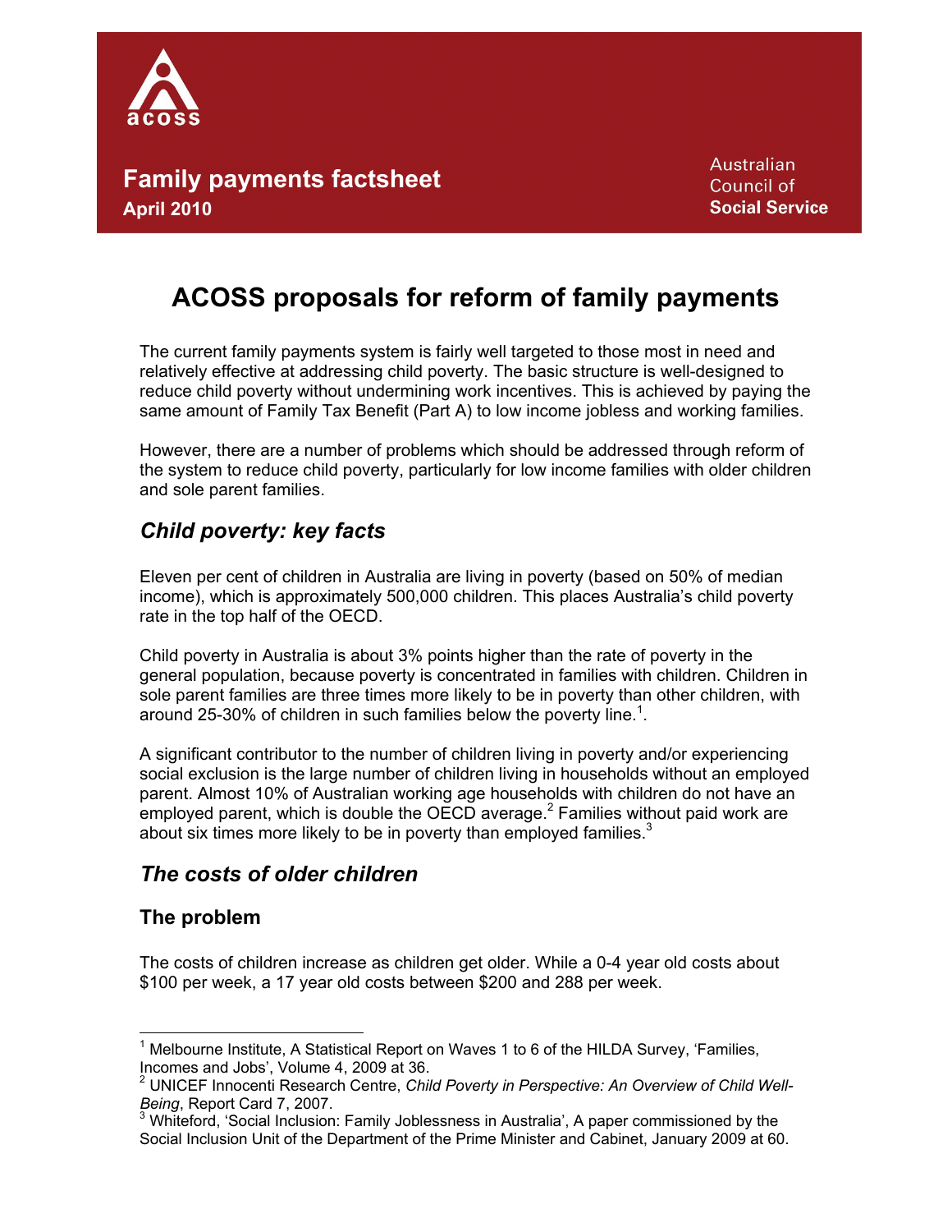acoss

**Family payments factsheet**
**April 2010**

Australian Council of **Social Service**

# ACOSS proposals for reform of family payments

The current family payments system is fairly well targeted to those most in need and relatively effective at addressing child poverty. The basic structure is well-designed to reduce child poverty without undermining work incentives. This is achieved by paying the same amount of Family Tax Benefit (Part A) to low income jobless and working families.

However, there are a number of problems which should be addressed through reform of the system to reduce child poverty, particularly for low income families with older children and sole parent families.

## *Child poverty: key facts*

Eleven per cent of children in Australia are living in poverty (based on 50% of median income), which is approximately 500,000 children. This places Australia's child poverty rate in the top half of the OECD.

Child poverty in Australia is about 3% points higher than the rate of poverty in the general population, because poverty is concentrated in families with children. Children in sole parent families are three times more likely to be in poverty than other children, with around 25-30% of children in such families below the poverty line.[1].

A significant contributor to the number of children living in poverty and/or experiencing social exclusion is the large number of children living in households without an employed parent. Almost 10% of Australian working age households with children do not have an employed parent, which is double the OECD average.[2] Families without paid work are about six times more likely to be in poverty than employed families.[3]

## *The costs of older children*

### The problem

The costs of children increase as children get older. While a 0-4 year old costs about $100 per week, a 17 year old costs between $200 and 288 per week.

---

[1] Melbourne Institute, A Statistical Report on Waves 1 to 6 of the HILDA Survey, 'Families, Incomes and Jobs', Volume 4, 2009 at 36.
[2] UNICEF Innocenti Research Centre, *Child Poverty in Perspective: An Overview of Child Well-Being*, Report Card 7, 2007.
[3] Whiteford, 'Social Inclusion: Family Joblessness in Australia', A paper commissioned by the Social Inclusion Unit of the Department of the Prime Minister and Cabinet, January 2009 at 60.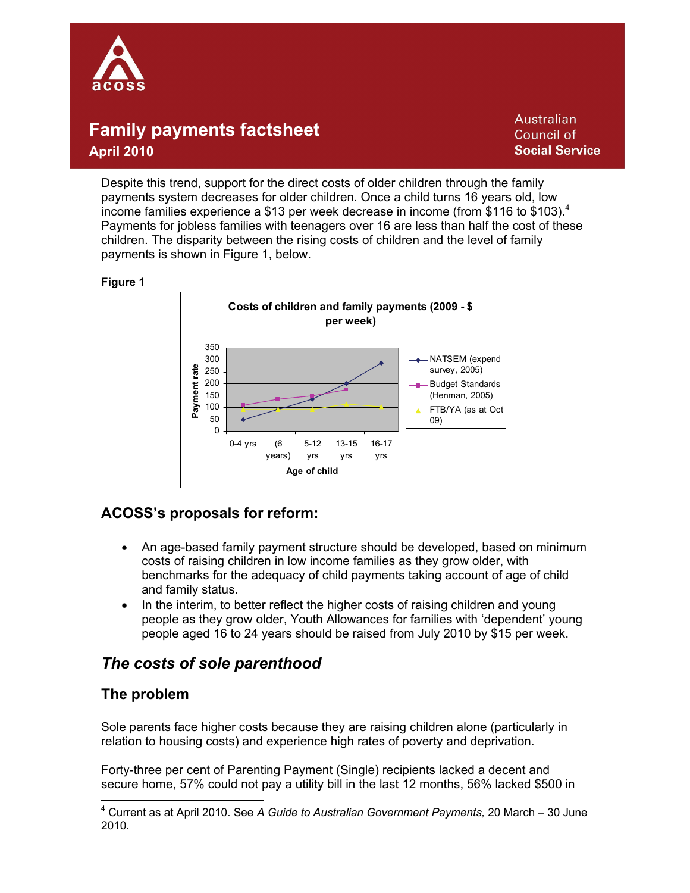Despite this trend, support for the direct costs of older children through the family payments system decreases for older children. Once a child turns 16 years old, low income families experience a $13 per week decrease in income (from $116 to $103).[4] Payments for jobless families with teenagers over 16 are less than half the cost of these children. The disparity between the rising costs of children and the level of family payments is shown in Figure 1, below.

**Figure 1**

## ACOSS's proposals for reform:

- An age-based family payment structure should be developed, based on minimum costs of raising children in low income families as they grow older, with benchmarks for the adequacy of child payments taking account of age of child and family status.
- In the interim, to better reflect the higher costs of raising children and young people as they grow older, Youth Allowances for families with 'dependent' young people aged 16 to 24 years should be raised from July 2010 by $15 per week.

## *The costs of sole parenthood*

## The problem

Sole parents face higher costs because they are raising children alone (particularly in relation to housing costs) and experience high rates of poverty and deprivation.

Forty-three per cent of Parenting Payment (Single) recipients lacked a decent and secure home, 57% could not pay a utility bill in the last 12 months, 56% lacked $500 in

---

[4] Current as at April 2010. See *A Guide to Australian Government Payments,* 20 March – 30 June 2010.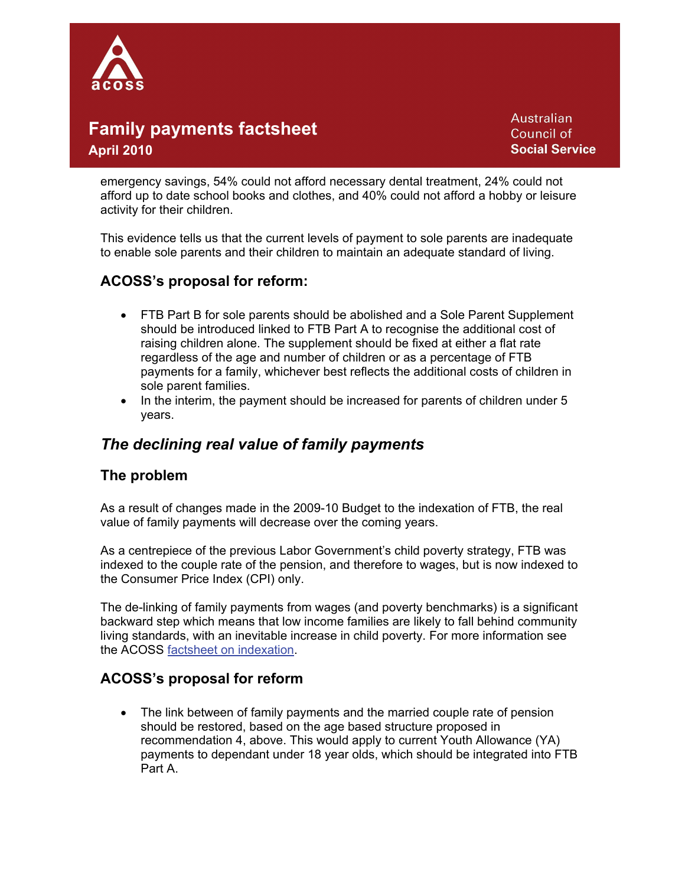emergency savings, 54% could not afford necessary dental treatment, 24% could not afford up to date school books and clothes, and 40% could not afford a hobby or leisure activity for their children.

This evidence tells us that the current levels of payment to sole parents are inadequate to enable sole parents and their children to maintain an adequate standard of living.

### ACOSS's proposal for reform:

- FTB Part B for sole parents should be abolished and a Sole Parent Supplement should be introduced linked to FTB Part A to recognise the additional cost of raising children alone. The supplement should be fixed at either a flat rate regardless of the age and number of children or as a percentage of FTB payments for a family, whichever best reflects the additional costs of children in sole parent families.
- In the interim, the payment should be increased for parents of children under 5 years.

## *The declining real value of family payments*

### The problem

As a result of changes made in the 2009-10 Budget to the indexation of FTB, the real value of family payments will decrease over the coming years.

As a centrepiece of the previous Labor Government's child poverty strategy, FTB was indexed to the couple rate of the pension, and therefore to wages, but is now indexed to the Consumer Price Index (CPI) only.

The de-linking of family payments from wages (and poverty benchmarks) is a significant backward step which means that low income families are likely to fall behind community living standards, with an inevitable increase in child poverty. For more information see the ACOSS factsheet on indexation.

### ACOSS's proposal for reform

- The link between of family payments and the married couple rate of pension should be restored, based on the age based structure proposed in recommendation 4, above. This would apply to current Youth Allowance (YA) payments to dependant under 18 year olds, which should be integrated into FTB Part A.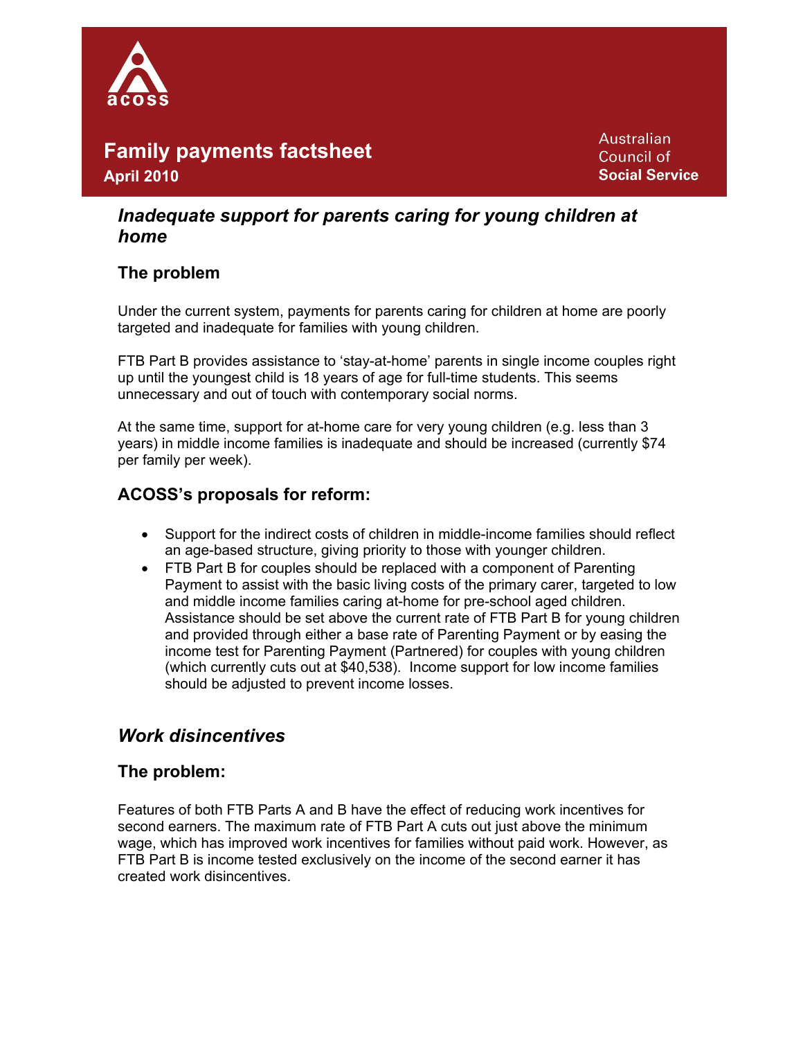# Family payments factsheet

**April 2010**

Australian Council of **Social Service**

## *Inadequate support for parents caring for young children at home*

### The problem

Under the current system, payments for parents caring for children at home are poorly targeted and inadequate for families with young children.

FTB Part B provides assistance to 'stay-at-home' parents in single income couples right up until the youngest child is 18 years of age for full-time students. This seems unnecessary and out of touch with contemporary social norms.

At the same time, support for at-home care for very young children (e.g. less than 3 years) in middle income families is inadequate and should be increased (currently $74 per family per week).

### ACOSS's proposals for reform:

- Support for the indirect costs of children in middle-income families should reflect an age-based structure, giving priority to those with younger children.
- FTB Part B for couples should be replaced with a component of Parenting Payment to assist with the basic living costs of the primary carer, targeted to low and middle income families caring at-home for pre-school aged children. Assistance should be set above the current rate of FTB Part B for young children and provided through either a base rate of Parenting Payment or by easing the income test for Parenting Payment (Partnered) for couples with young children (which currently cuts out at $40,538). Income support for low income families should be adjusted to prevent income losses.

## *Work disincentives*

### The problem:

Features of both FTB Parts A and B have the effect of reducing work incentives for second earners. The maximum rate of FTB Part A cuts out just above the minimum wage, which has improved work incentives for families without paid work. However, as FTB Part B is income tested exclusively on the income of the second earner it has created work disincentives.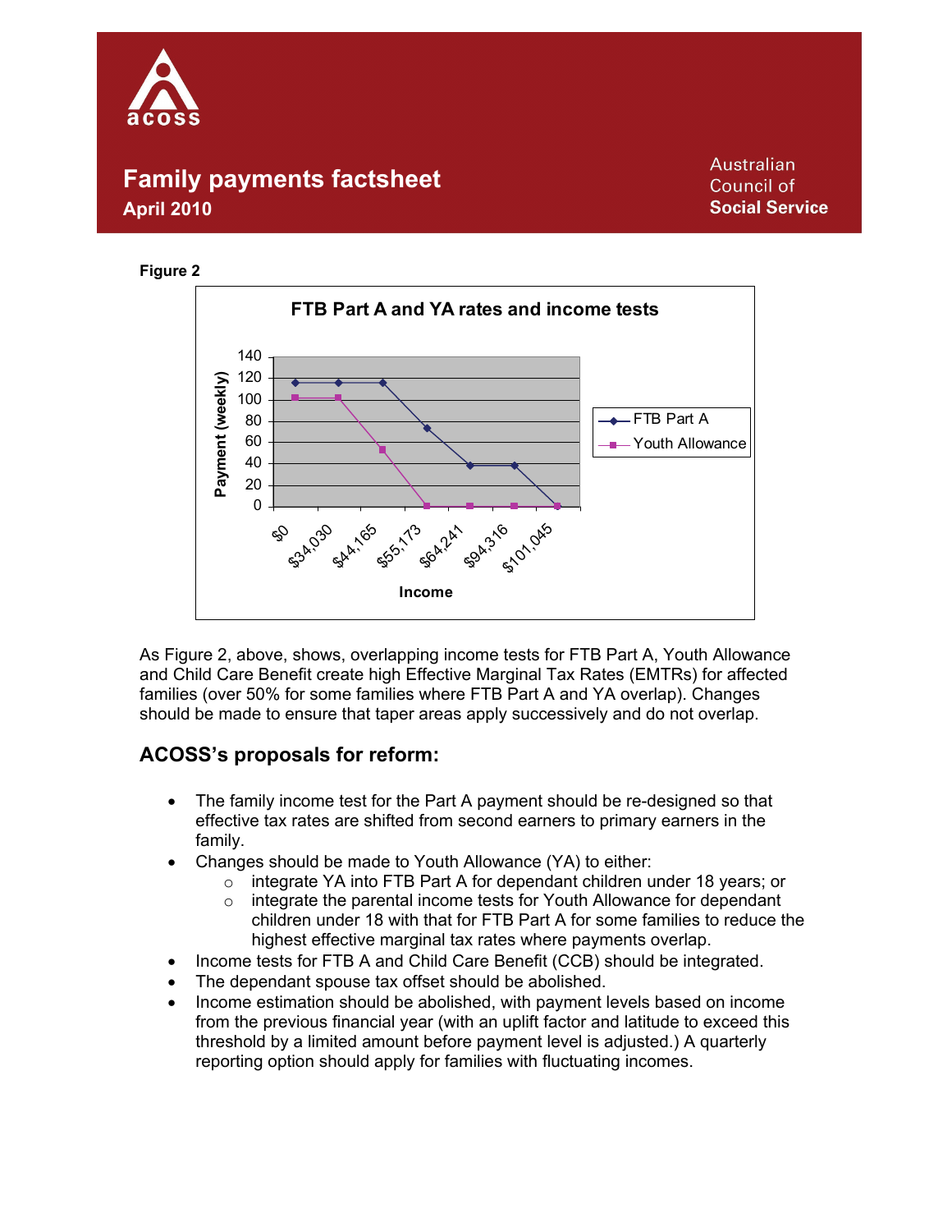**Figure 2**

As Figure 2, above, shows, overlapping income tests for FTB Part A, Youth Allowance and Child Care Benefit create high Effective Marginal Tax Rates (EMTRs) for affected families (over 50% for some families where FTB Part A and YA overlap). Changes should be made to ensure that taper areas apply successively and do not overlap.

## ACOSS's proposals for reform:

- The family income test for the Part A payment should be re-designed so that effective tax rates are shifted from second earners to primary earners in the family.
- Changes should be made to Youth Allowance (YA) to either:
    - integrate YA into FTB Part A for dependant children under 18 years; or
    - integrate the parental income tests for Youth Allowance for dependant children under 18 with that for FTB Part A for some families to reduce the highest effective marginal tax rates where payments overlap.
- Income tests for FTB A and Child Care Benefit (CCB) should be integrated.
- The dependant spouse tax offset should be abolished.
- Income estimation should be abolished, with payment levels based on income from the previous financial year (with an uplift factor and latitude to exceed this threshold by a limited amount before payment level is adjusted.) A quarterly reporting option should apply for families with fluctuating incomes.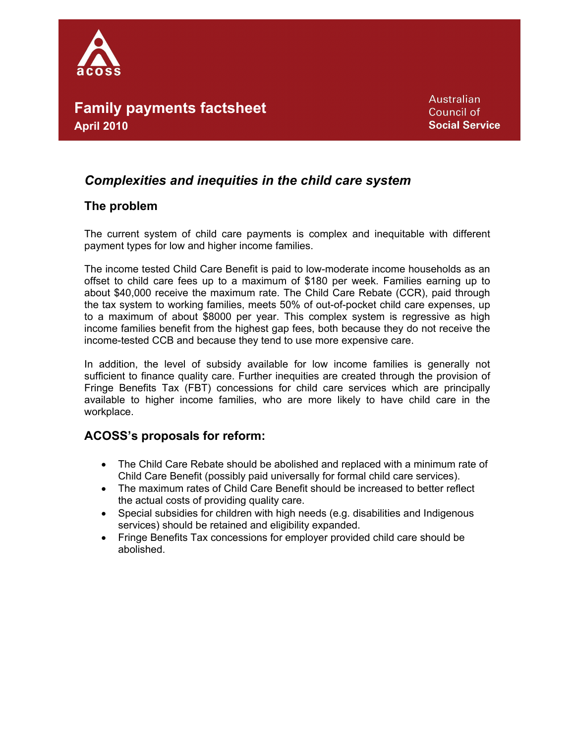acoss

# Family payments factsheet

**April 2010**

Australian
Council of
**Social Service**

## *Complexities and inequities in the child care system*

### The problem

The current system of child care payments is complex and inequitable with different payment types for low and higher income families.

The income tested Child Care Benefit is paid to low-moderate income households as an offset to child care fees up to a maximum of $180 per week. Families earning up to about $40,000 receive the maximum rate. The Child Care Rebate (CCR), paid through the tax system to working families, meets 50% of out-of-pocket child care expenses, up to a maximum of about $8000 per year. This complex system is regressive as high income families benefit from the highest gap fees, both because they do not receive the income-tested CCB and because they tend to use more expensive care.

In addition, the level of subsidy available for low income families is generally not sufficient to finance quality care. Further inequities are created through the provision of Fringe Benefits Tax (FBT) concessions for child care services which are principally available to higher income families, who are more likely to have child care in the workplace.

### ACOSS's proposals for reform:

- The Child Care Rebate should be abolished and replaced with a minimum rate of Child Care Benefit (possibly paid universally for formal child care services).
- The maximum rates of Child Care Benefit should be increased to better reflect the actual costs of providing quality care.
- Special subsidies for children with high needs (e.g. disabilities and Indigenous services) should be retained and eligibility expanded.
- Fringe Benefits Tax concessions for employer provided child care should be abolished.